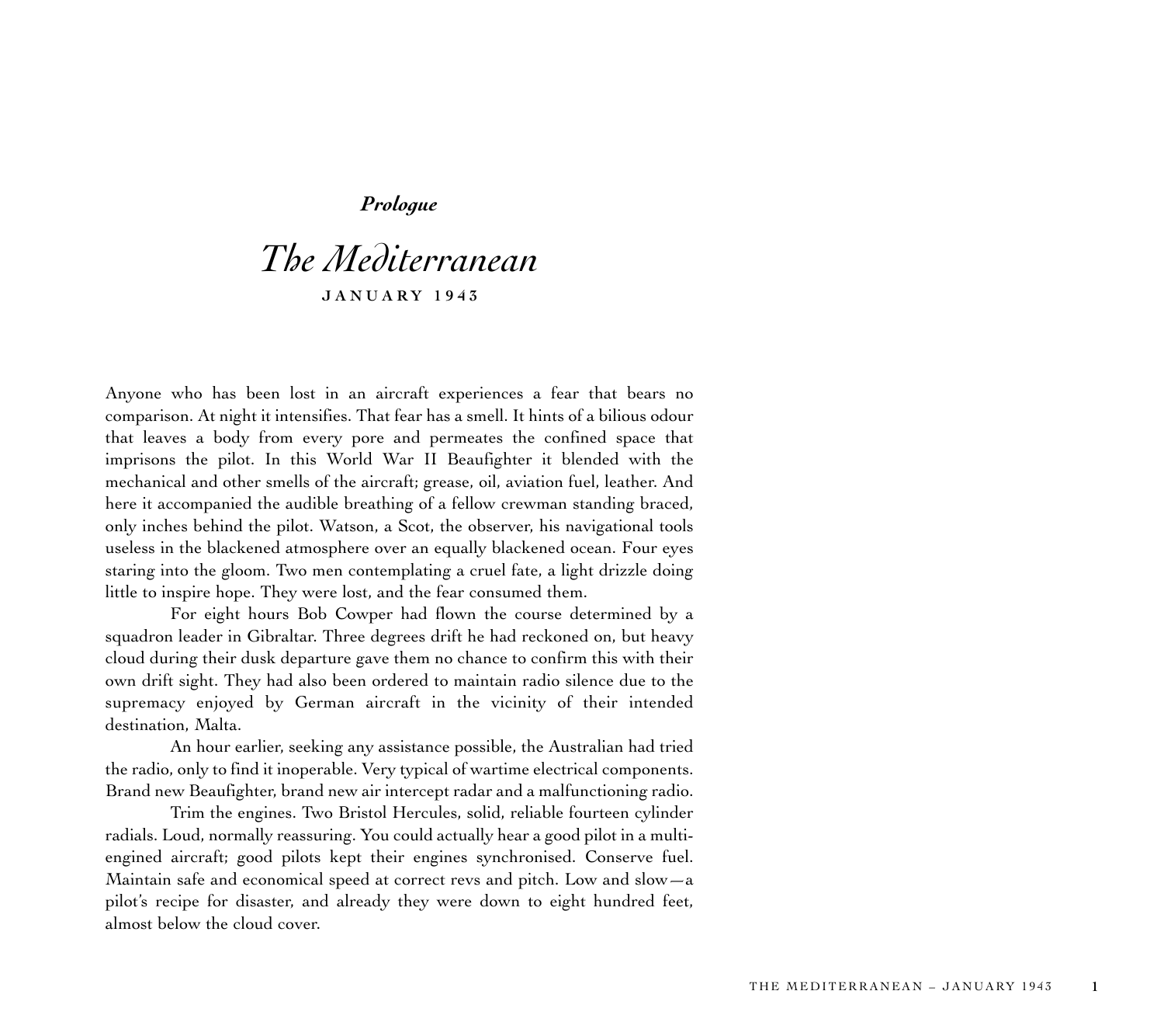*Prologue*

# *The Mediterranean*

## JANUARY 1943

Anyone who has been lost in an aircraft experiences a fear that bears no comparison. At night it intensifies. That fear has a smell. It hints of a bilious odour that leaves a body from every pore and permeates the confined space that imprisons the pilot. In this World War II Beaufighter it blended with the mechanical and other smells of the aircraft; grease, oil, aviation fuel, leather. And here it accompanied the audible breathing of a fellow crewman standing braced, only inches behind the pilot. Watson, a Scot, the observer, his navigational tools useless in the blackened atmosphere over an equally blackened ocean. Four eyes staring into the gloom. Two men contemplating a cruel fate, a light drizzle doing little to inspire hope. They were lost, and the fear consumed them.

For eight hours Bob Cowper had flown the course determined by a squadron leader in Gibraltar. Three degrees drift he had reckoned on, but heavy cloud during their dusk departure gave them no chance to confirm this with their own drift sight. They had also been ordered to maintain radio silence due to the supremacy enjoyed by German aircraft in the vicinity of their intended destination, Malta.

An hour earlier, seeking any assistance possible, the Australian had tried the radio, only to find it inoperable. Very typical of wartime electrical components. Brand new Beaufighter, brand new air intercept radar and a malfunctioning radio.

Trim the engines. Two Bristol Hercules, solid, reliable fourteen cylinder radials. Loud, normally reassuring. You could actually hear a good pilot in a multi-engined aircraft; good pilots kept their engines synchronised. Conserve fuel. Maintain safe and economical speed at correct revs and pitch. Low and slow—a pilot's recipe for disaster, and already they were down to eight hundred feet, almost below the cloud cover.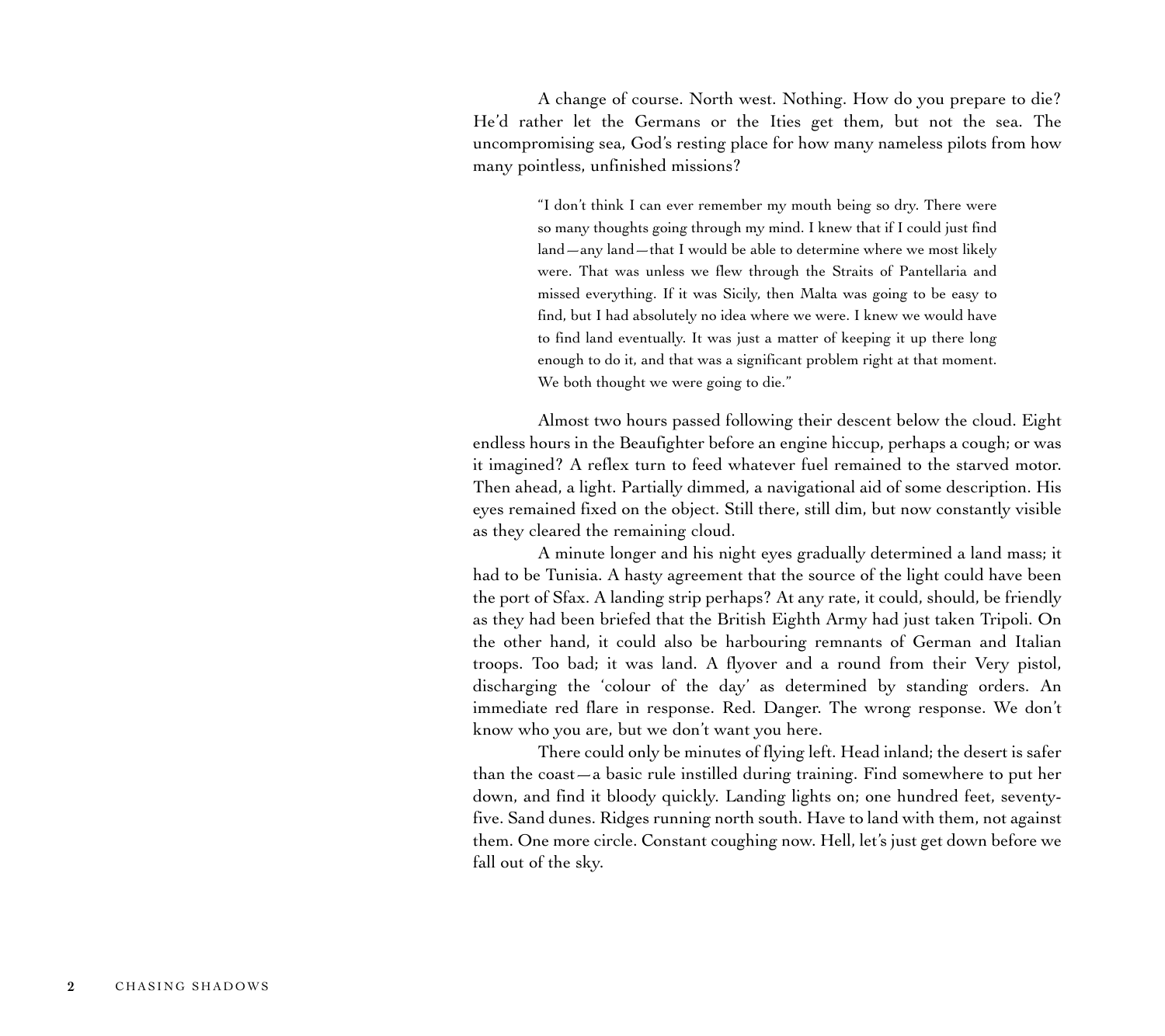A change of course. North west. Nothing. How do you prepare to die? He'd rather let the Germans or the Ities get them, but not the sea. The uncompromising sea, God's resting place for how many nameless pilots from how many pointless, unfinished missions?

> "I don't think I can ever remember my mouth being so dry. There were so many thoughts going through my mind. I knew that if I could just find land—any land—that I would be able to determine where we most likely were. That was unless we flew through the Straits of Pantellaria and missed everything. If it was Sicily, then Malta was going to be easy to find, but I had absolutely no idea where we were. I knew we would have to find land eventually. It was just a matter of keeping it up there long enough to do it, and that was a significant problem right at that moment. We both thought we were going to die."

Almost two hours passed following their descent below the cloud. Eight endless hours in the Beaufighter before an engine hiccup, perhaps a cough; or was it imagined? A reflex turn to feed whatever fuel remained to the starved motor. Then ahead, a light. Partially dimmed, a navigational aid of some description. His eyes remained fixed on the object. Still there, still dim, but now constantly visible as they cleared the remaining cloud.

A minute longer and his night eyes gradually determined a land mass; it had to be Tunisia. A hasty agreement that the source of the light could have been the port of Sfax. A landing strip perhaps? At any rate, it could, should, be friendly as they had been briefed that the British Eighth Army had just taken Tripoli. On the other hand, it could also be harbouring remnants of German and Italian troops. Too bad; it was land. A flyover and a round from their Very pistol, discharging the 'colour of the day' as determined by standing orders. An immediate red flare in response. Red. Danger. The wrong response. We don't know who you are, but we don't want you here.

There could only be minutes of flying left. Head inland; the desert is safer than the coast—a basic rule instilled during training. Find somewhere to put her down, and find it bloody quickly. Landing lights on; one hundred feet, seventy-five. Sand dunes. Ridges running north south. Have to land with them, not against them. One more circle. Constant coughing now. Hell, let's just get down before we fall out of the sky.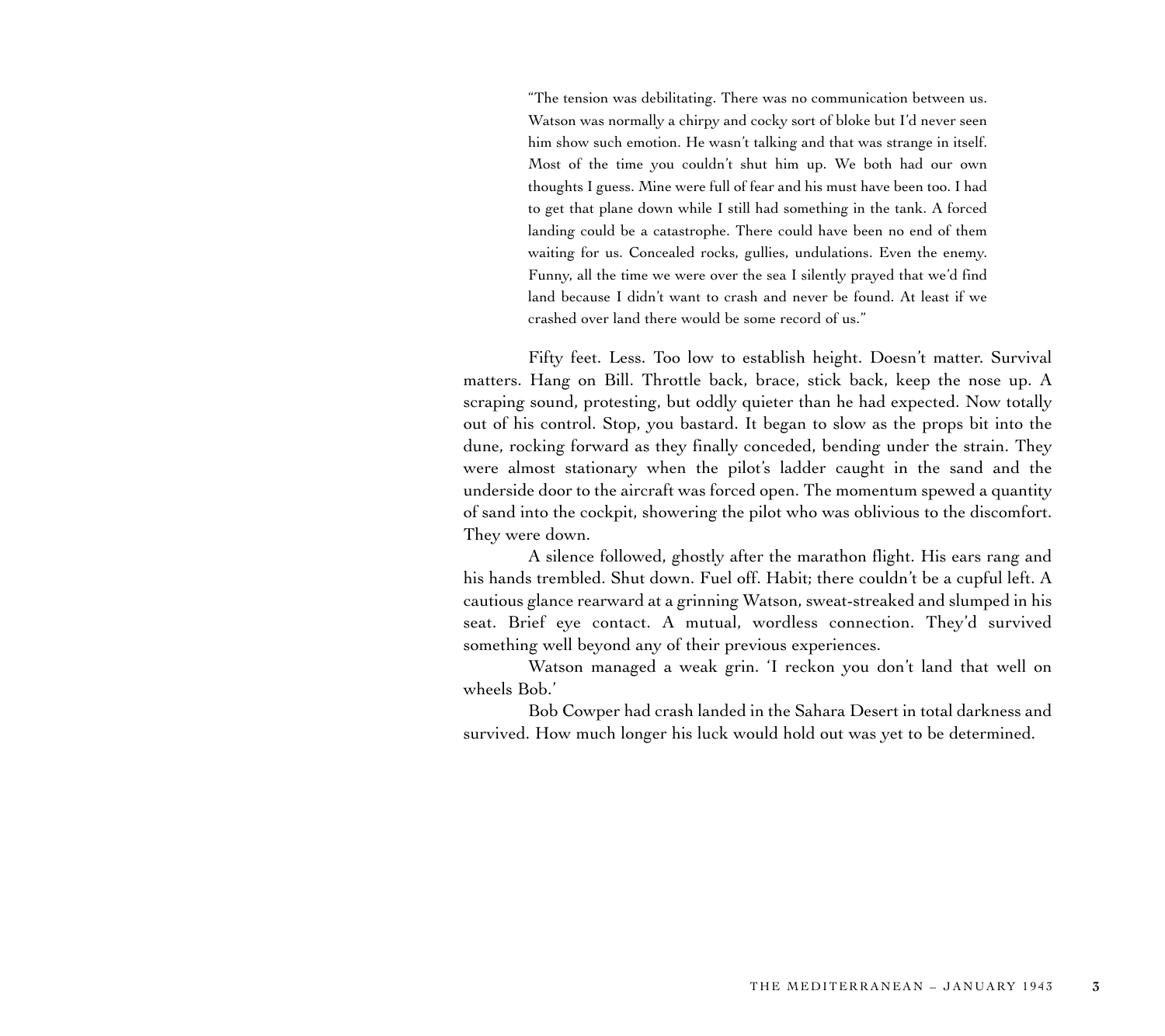> "The tension was debilitating. There was no communication between us. Watson was normally a chirpy and cocky sort of bloke but I'd never seen him show such emotion. He wasn't talking and that was strange in itself. Most of the time you couldn't shut him up. We both had our own thoughts I guess. Mine were full of fear and his must have been too. I had to get that plane down while I still had something in the tank. A forced landing could be a catastrophe. There could have been no end of them waiting for us. Concealed rocks, gullies, undulations. Even the enemy. Funny, all the time we were over the sea I silently prayed that we'd find land because I didn't want to crash and never be found. At least if we crashed over land there would be some record of us."

Fifty feet. Less. Too low to establish height. Doesn't matter. Survival matters. Hang on Bill. Throttle back, brace, stick back, keep the nose up. A scraping sound, protesting, but oddly quieter than he had expected. Now totally out of his control. Stop, you bastard. It began to slow as the props bit into the dune, rocking forward as they finally conceded, bending under the strain. They were almost stationary when the pilot's ladder caught in the sand and the underside door to the aircraft was forced open. The momentum spewed a quantity of sand into the cockpit, showering the pilot who was oblivious to the discomfort. They were down.

A silence followed, ghostly after the marathon flight. His ears rang and his hands trembled. Shut down. Fuel off. Habit; there couldn't be a cupful left. A cautious glance rearward at a grinning Watson, sweat-streaked and slumped in his seat. Brief eye contact. A mutual, wordless connection. They'd survived something well beyond any of their previous experiences.

Watson managed a weak grin. 'I reckon you don't land that well on wheels Bob.'

Bob Cowper had crash landed in the Sahara Desert in total darkness and survived. How much longer his luck would hold out was yet to be determined.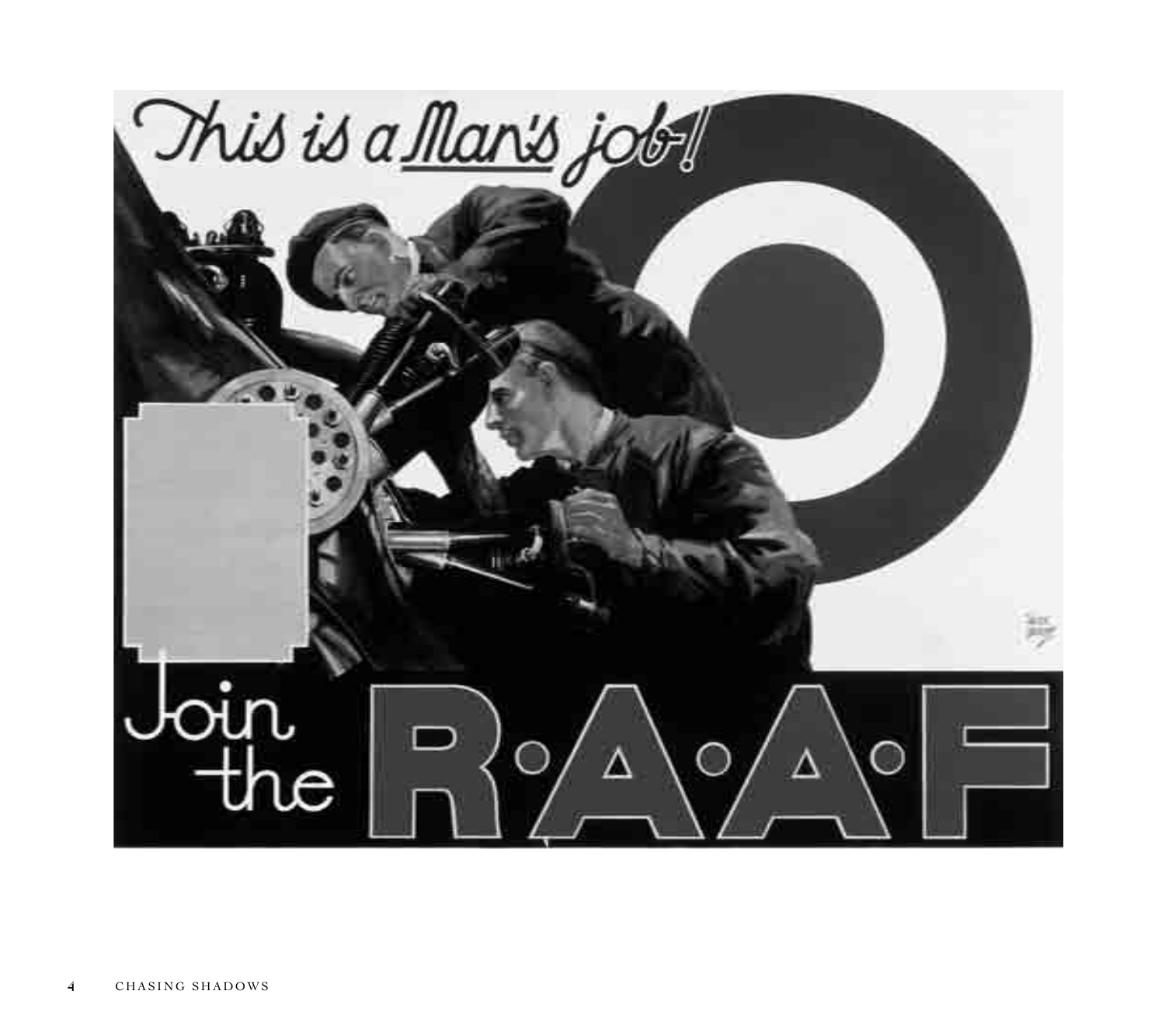This is a Man's job!

Join the R·A·A·F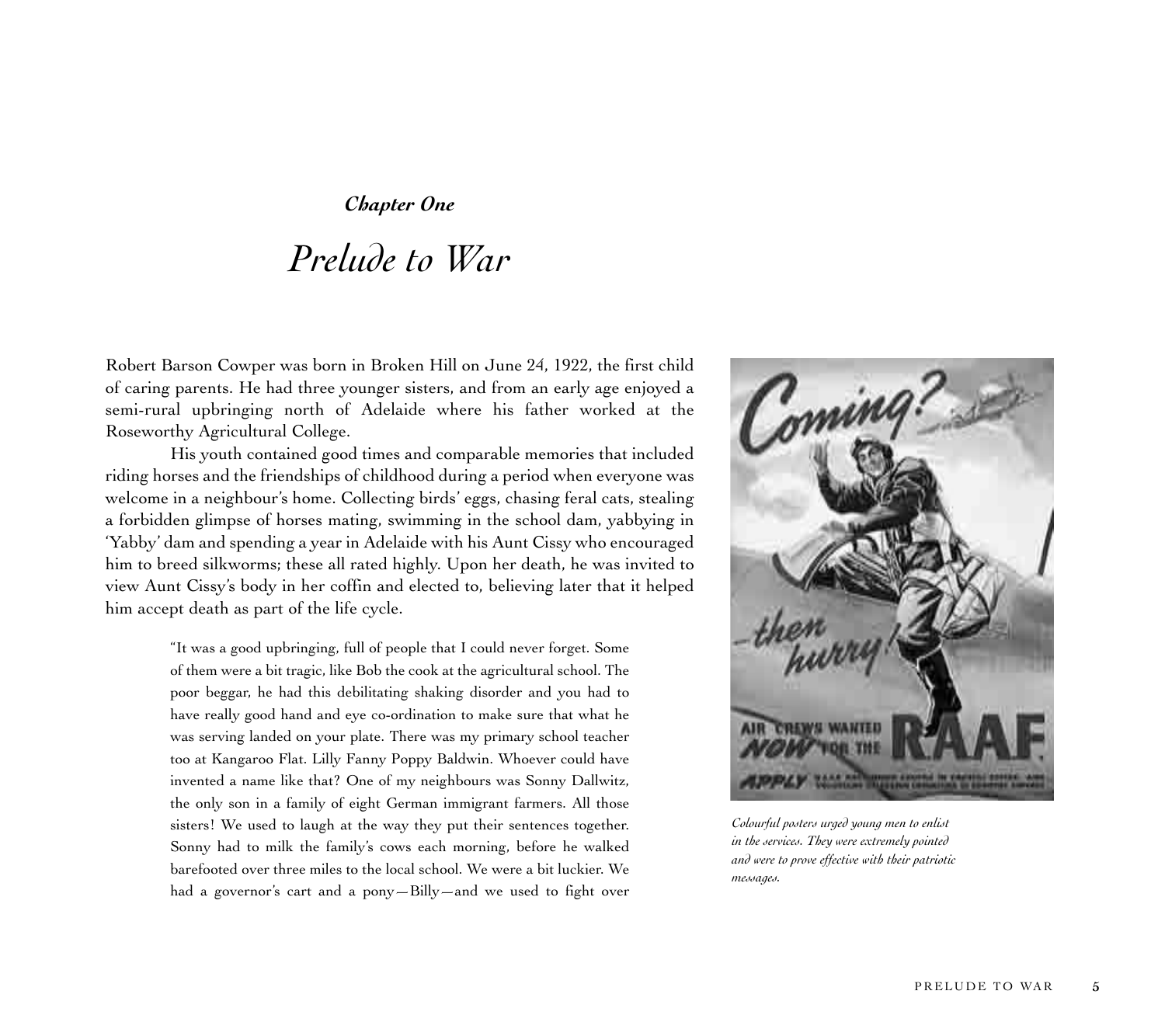*Chapter One*

# *Prelude to War*

Robert Barson Cowper was born in Broken Hill on June 24, 1922, the first child of caring parents. He had three younger sisters, and from an early age enjoyed a semi-rural upbringing north of Adelaide where his father worked at the Roseworthy Agricultural College.

His youth contained good times and comparable memories that included riding horses and the friendships of childhood during a period when everyone was welcome in a neighbour's home. Collecting birds' eggs, chasing feral cats, stealing a forbidden glimpse of horses mating, swimming in the school dam, yabbying in 'Yabby' dam and spending a year in Adelaide with his Aunt Cissy who encouraged him to breed silkworms; these all rated highly. Upon her death, he was invited to view Aunt Cissy's body in her coffin and elected to, believing later that it helped him accept death as part of the life cycle.

> "It was a good upbringing, full of people that I could never forget. Some of them were a bit tragic, like Bob the cook at the agricultural school. The poor beggar, he had this debilitating shaking disorder and you had to have really good hand and eye co-ordination to make sure that what he was serving landed on your plate. There was my primary school teacher too at Kangaroo Flat. Lilly Fanny Poppy Baldwin. Whoever could have invented a name like that? One of my neighbours was Sonny Dallwitz, the only son in a family of eight German immigrant farmers. All those sisters! We used to laugh at the way they put their sentences together. Sonny had to milk the family's cows each morning, before he walked barefooted over three miles to the local school. We were a bit luckier. We had a governor's cart and a pony—Billy—and we used to fight over

*Colourful posters urged young men to enlist in the services. They were extremely pointed and were to prove effective with their patriotic messages.*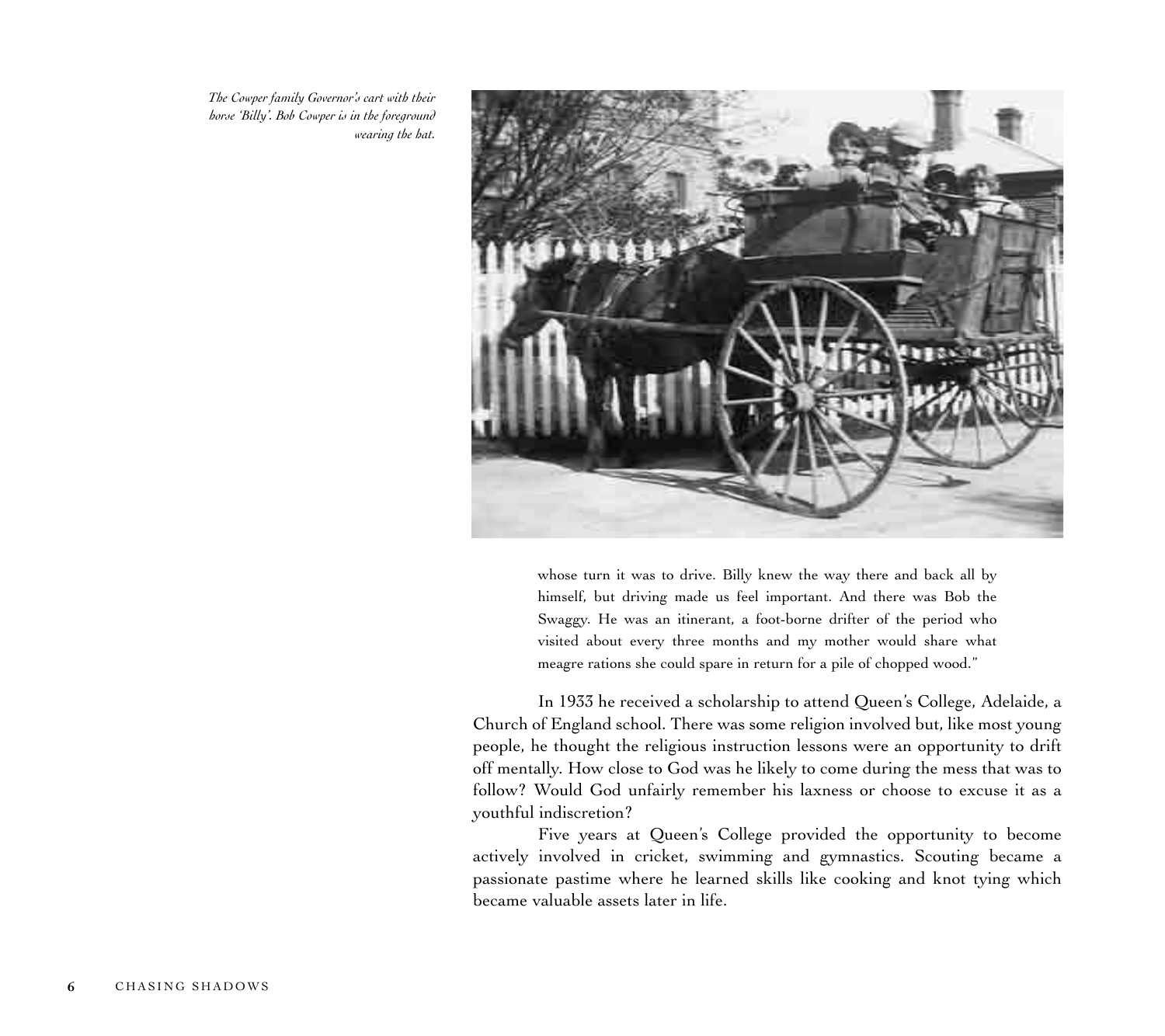*The Cowper family Governor's cart with their horse 'Billy'. Bob Cowper is in the foreground wearing the hat.*

> whose turn it was to drive. Billy knew the way there and back all by himself, but driving made us feel important. And there was Bob the Swaggy. He was an itinerant, a foot-borne drifter of the period who visited about every three months and my mother would share what meagre rations she could spare in return for a pile of chopped wood."

In 1933 he received a scholarship to attend Queen's College, Adelaide, a Church of England school. There was some religion involved but, like most young people, he thought the religious instruction lessons were an opportunity to drift off mentally. How close to God was he likely to come during the mess that was to follow? Would God unfairly remember his laxness or choose to excuse it as a youthful indiscretion?

Five years at Queen's College provided the opportunity to become actively involved in cricket, swimming and gymnastics. Scouting became a passionate pastime where he learned skills like cooking and knot tying which became valuable assets later in life.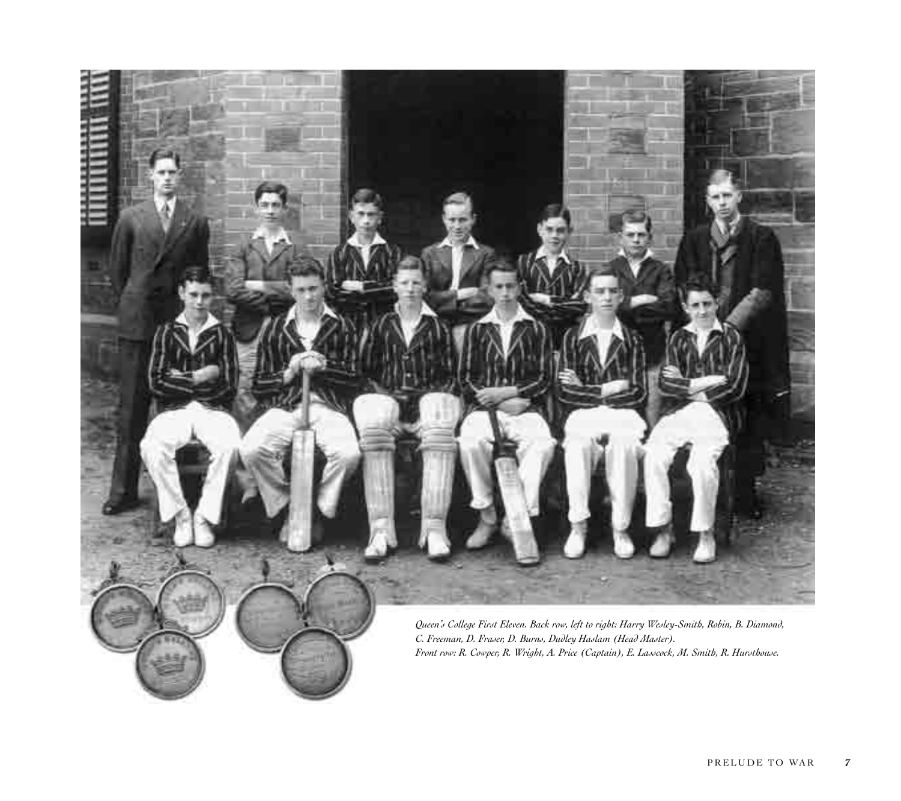*Queen's College First Eleven. Back row, left to right: Harry Wesley-Smith, Robin, B. Diamond, C. Freeman, D. Fraser, D. Burns, Dudley Haslam (Head Master).*
*Front row: R. Cowper, R. Wright, A. Price (Captain), E. Lasscock, M. Smith, R. Hursthouse.*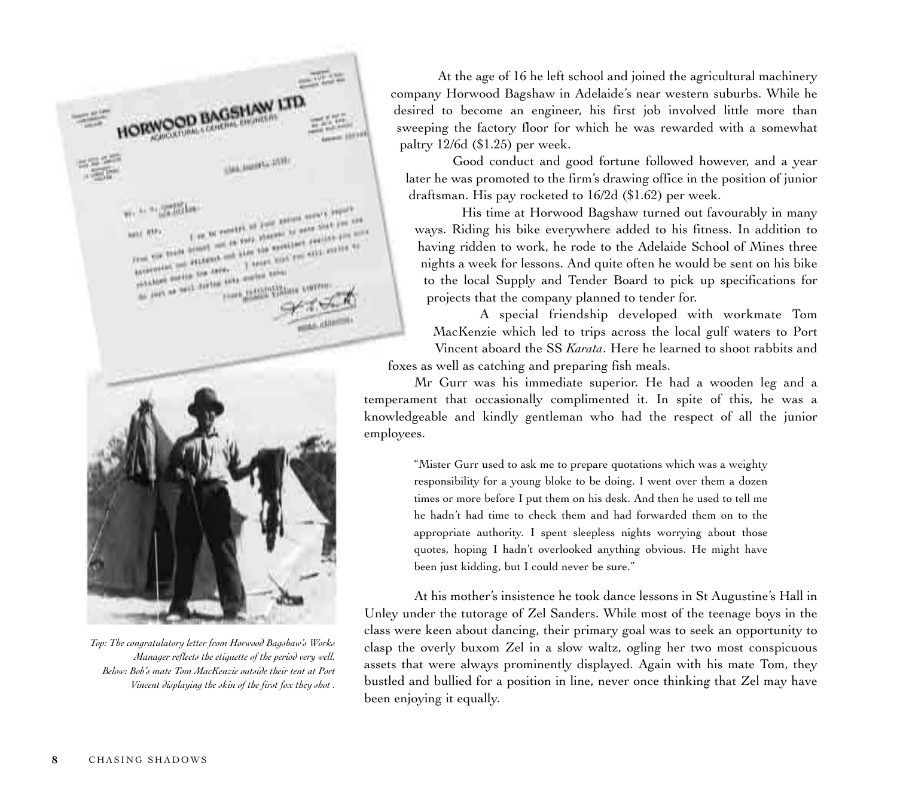At the age of 16 he left school and joined the agricultural machinery company Horwood Bagshaw in Adelaide's near western suburbs. While he desired to become an engineer, his first job involved little more than sweeping the factory floor for which he was rewarded with a somewhat paltry 12/6d ($1.25) per week.

Good conduct and good fortune followed however, and a year later he was promoted to the firm's drawing office in the position of junior draftsman. His pay rocketed to 16/2d ($1.62) per week.

His time at Horwood Bagshaw turned out favourably in many ways. Riding his bike everywhere added to his fitness. In addition to having ridden to work, he rode to the Adelaide School of Mines three nights a week for lessons. And quite often he would be sent on his bike to the local Supply and Tender Board to pick up specifications for projects that the company planned to tender for.

A special friendship developed with workmate Tom MacKenzie which led to trips across the local gulf waters to Port Vincent aboard the SS *Karata*. Here he learned to shoot rabbits and foxes as well as catching and preparing fish meals.

Mr Gurr was his immediate superior. He had a wooden leg and a temperament that occasionally complimented it. In spite of this, he was a knowledgeable and kindly gentleman who had the respect of all the junior employees.

> "Mister Gurr used to ask me to prepare quotations which was a weighty responsibility for a young bloke to be doing. I went over them a dozen times or more before I put them on his desk. And then he used to tell me he hadn't had time to check them and had forwarded them on to the appropriate authority. I spent sleepless nights worrying about those quotes, hoping I hadn't overlooked anything obvious. He might have been just kidding, but I could never be sure."

At his mother's insistence he took dance lessons in St Augustine's Hall in Unley under the tutorage of Zel Sanders. While most of the teenage boys in the class were keen about dancing, their primary goal was to seek an opportunity to clasp the overly buxom Zel in a slow waltz, ogling her two most conspicuous assets that were always prominently displayed. Again with his mate Tom, they bustled and bullied for a position in line, never once thinking that Zel may have been enjoying it equally.

*Top: The congratulatory letter from Horwood Bagshaw's Works Manager reflects the etiquette of the period very well. Below: Bob's mate Tom MacKenzie outside their tent at Port Vincent displaying the skin of the first fox they shot .*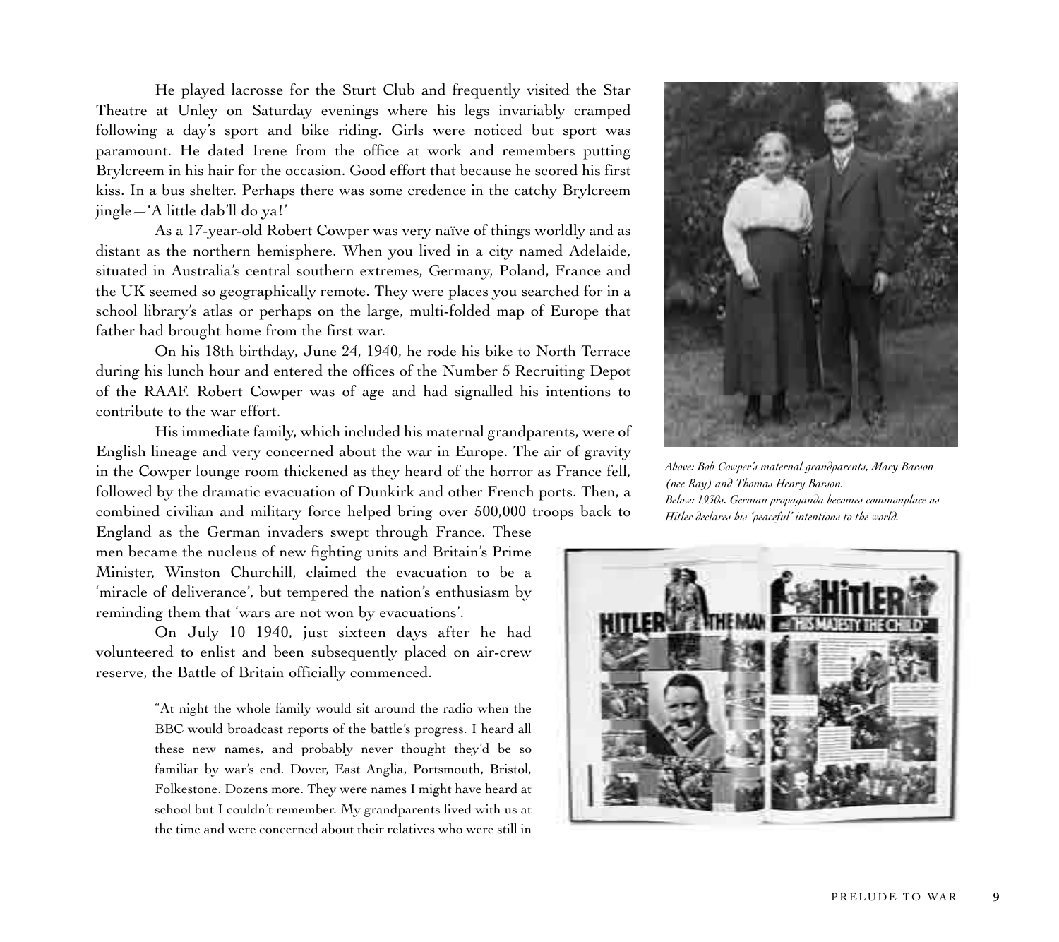He played lacrosse for the Sturt Club and frequently visited the Star Theatre at Unley on Saturday evenings where his legs invariably cramped following a day's sport and bike riding. Girls were noticed but sport was paramount. He dated Irene from the office at work and remembers putting Brylcreem in his hair for the occasion. Good effort that because he scored his first kiss. In a bus shelter. Perhaps there was some credence in the catchy Brylcreem jingle—'A little dab'll do ya!'

As a 17-year-old Robert Cowper was very naïve of things worldly and as distant as the northern hemisphere. When you lived in a city named Adelaide, situated in Australia's central southern extremes, Germany, Poland, France and the UK seemed so geographically remote. They were places you searched for in a school library's atlas or perhaps on the large, multi-folded map of Europe that father had brought home from the first war.

On his 18th birthday, June 24, 1940, he rode his bike to North Terrace during his lunch hour and entered the offices of the Number 5 Recruiting Depot of the RAAF. Robert Cowper was of age and had signalled his intentions to contribute to the war effort.

His immediate family, which included his maternal grandparents, were of English lineage and very concerned about the war in Europe. The air of gravity in the Cowper lounge room thickened as they heard of the horror as France fell, followed by the dramatic evacuation of Dunkirk and other French ports. Then, a combined civilian and military force helped bring over 500,000 troops back to England as the German invaders swept through France. These men became the nucleus of new fighting units and Britain's Prime Minister, Winston Churchill, claimed the evacuation to be a 'miracle of deliverance', but tempered the nation's enthusiasm by reminding them that 'wars are not won by evacuations'.

On July 10 1940, just sixteen days after he had volunteered to enlist and been subsequently placed on air-crew reserve, the Battle of Britain officially commenced.

> "At night the whole family would sit around the radio when the BBC would broadcast reports of the battle's progress. I heard all these new names, and probably never thought they'd be so familiar by war's end. Dover, East Anglia, Portsmouth, Bristol, Folkestone. Dozens more. They were names I might have heard at school but I couldn't remember. My grandparents lived with us at the time and were concerned about their relatives who were still in

*Above: Bob Cowper's maternal grandparents, Mary Barson (nee Ray) and Thomas Henry Barson.*
*Below: 1930s. German propaganda becomes commonplace as Hitler declares his 'peaceful' intentions to the world.*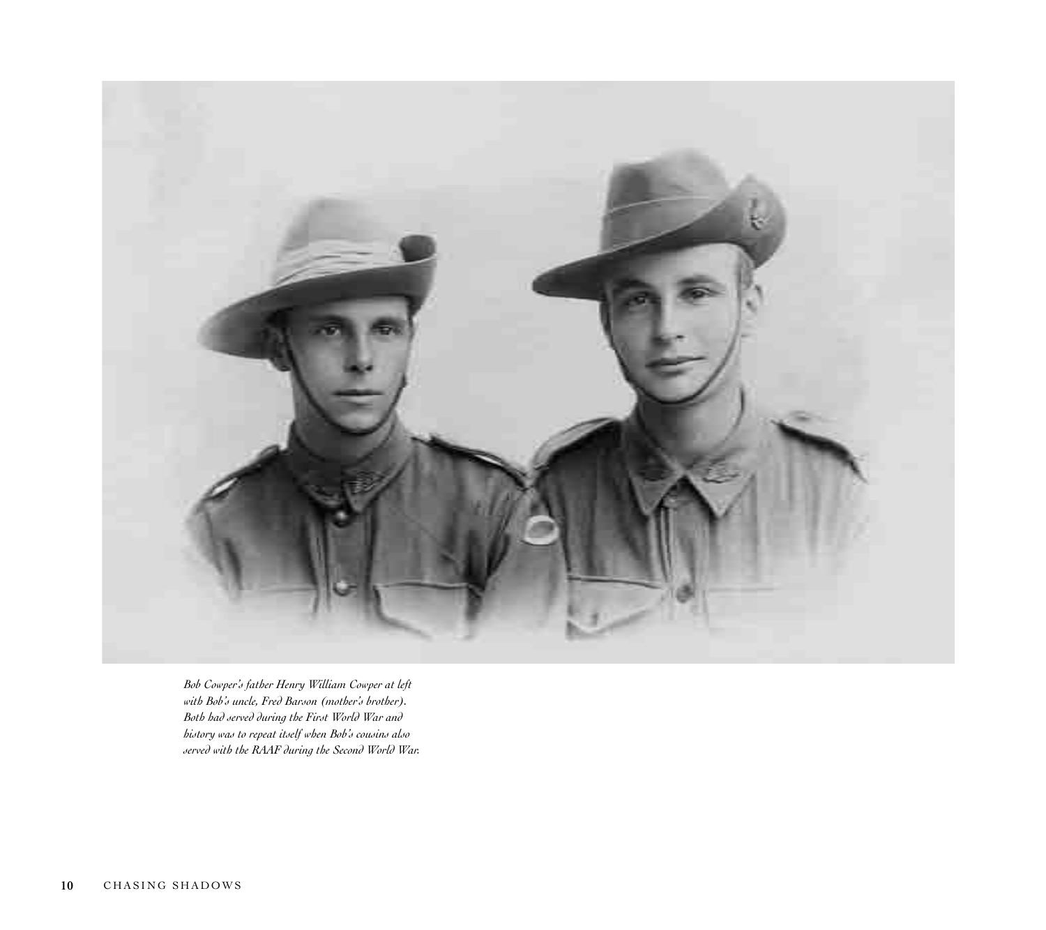*Bob Cowper's father Henry William Cowper at left with Bob's uncle, Fred Barson (mother's brother). Both had served during the First World War and history was to repeat itself when Bob's cousins also served with the RAAF during the Second World War.*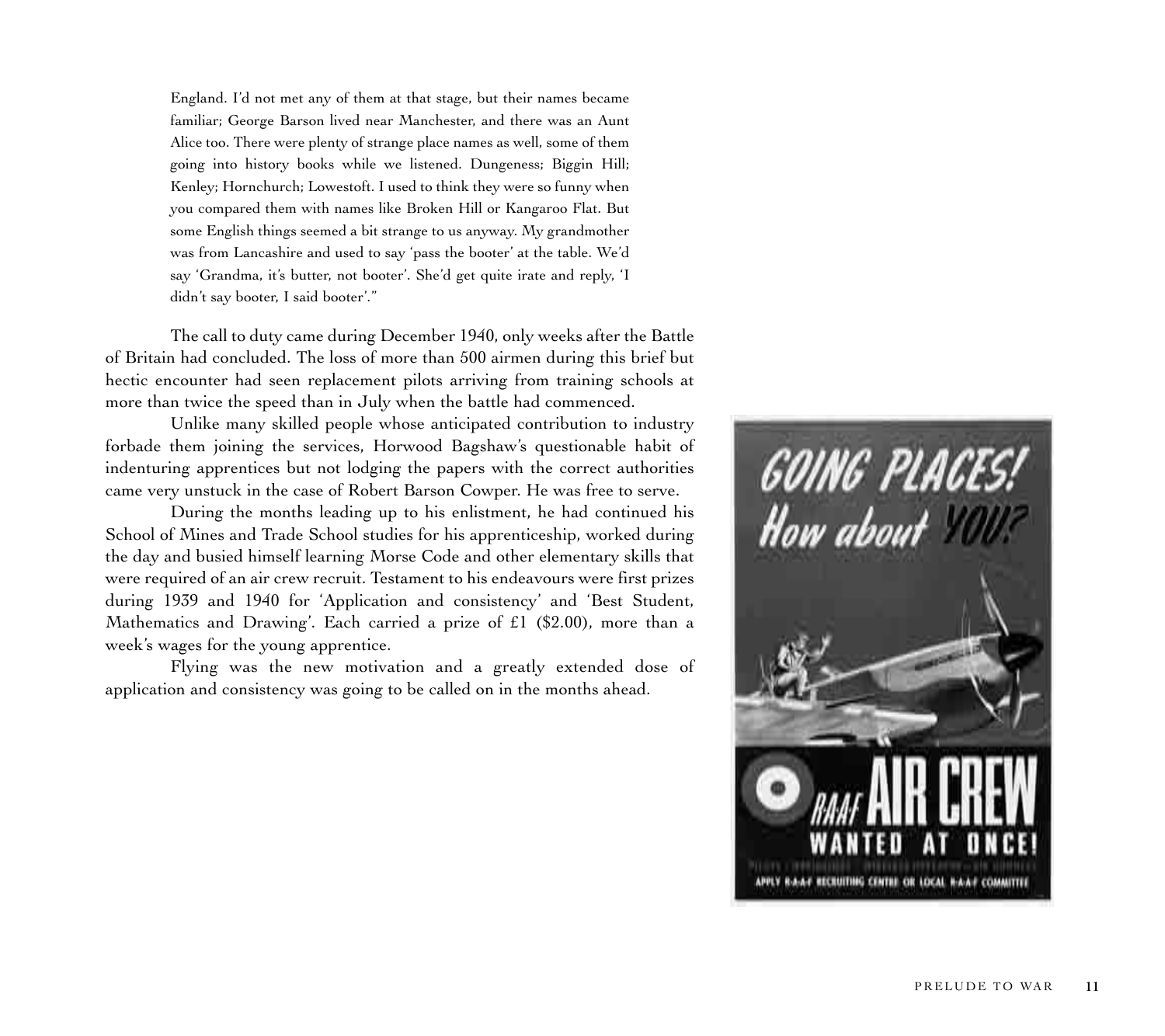England. I'd not met any of them at that stage, but their names became familiar; George Barson lived near Manchester, and there was an Aunt Alice too. There were plenty of strange place names as well, some of them going into history books while we listened. Dungeness; Biggin Hill; Kenley; Hornchurch; Lowestoft. I used to think they were so funny when you compared them with names like Broken Hill or Kangaroo Flat. But some English things seemed a bit strange to us anyway. My grandmother was from Lancashire and used to say 'pass the booter' at the table. We'd say 'Grandma, it's butter, not booter'. She'd get quite irate and reply, 'I didn't say booter, I said booter'."

The call to duty came during December 1940, only weeks after the Battle of Britain had concluded. The loss of more than 500 airmen during this brief but hectic encounter had seen replacement pilots arriving from training schools at more than twice the speed than in July when the battle had commenced.

Unlike many skilled people whose anticipated contribution to industry forbade them joining the services, Horwood Bagshaw's questionable habit of indenturing apprentices but not lodging the papers with the correct authorities came very unstuck in the case of Robert Barson Cowper. He was free to serve.

During the months leading up to his enlistment, he had continued his School of Mines and Trade School studies for his apprenticeship, worked during the day and busied himself learning Morse Code and other elementary skills that were required of an air crew recruit. Testament to his endeavours were first prizes during 1939 and 1940 for 'Application and consistency' and 'Best Student, Mathematics and Drawing'. Each carried a prize of £1 ($2.00), more than a week's wages for the young apprentice.

Flying was the new motivation and a greatly extended dose of application and consistency was going to be called on in the months ahead.